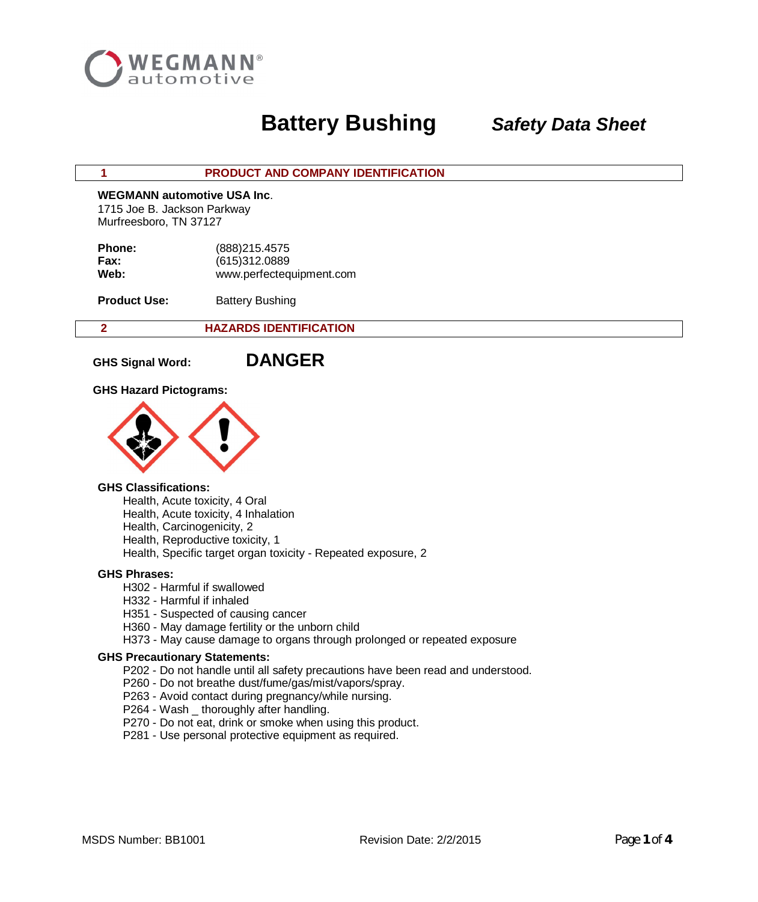WEGMANN® automotive

# Battery Bushing *Safety Data Sheet*

## 1 PRODUCT AND COMPANY IDENTIFICATION

**WEGMANN automotive USA Inc**.
1715 Joe B. Jackson Parkway
Murfreesboro, TN 37127

**Phone:** (888)215.4575
**Fax:** (615)312.0889
**Web:** www.perfectequipment.com

**Product Use:** Battery Bushing

## 2 HAZARDS IDENTIFICATION

**GHS Signal Word:** **DANGER**

**GHS Hazard Pictograms:**

**GHS Classifications:**

- Health, Acute toxicity, 4 Oral
- Health, Acute toxicity, 4 Inhalation
- Health, Carcinogenicity, 2
- Health, Reproductive toxicity, 1
- Health, Specific target organ toxicity - Repeated exposure, 2

**GHS Phrases:**

- H302 - Harmful if swallowed
- H332 - Harmful if inhaled
- H351 - Suspected of causing cancer
- H360 - May damage fertility or the unborn child
- H373 - May cause damage to organs through prolonged or repeated exposure

**GHS Precautionary Statements:**

- P202 - Do not handle until all safety precautions have been read and understood.
- P260 - Do not breathe dust/fume/gas/mist/vapors/spray.
- P263 - Avoid contact during pregnancy/while nursing.
- P264 - Wash _ thoroughly after handling.
- P270 - Do not eat, drink or smoke when using this product.
- P281 - Use personal protective equipment as required.

MSDS Number: BB1001 Revision Date: 2/2/2015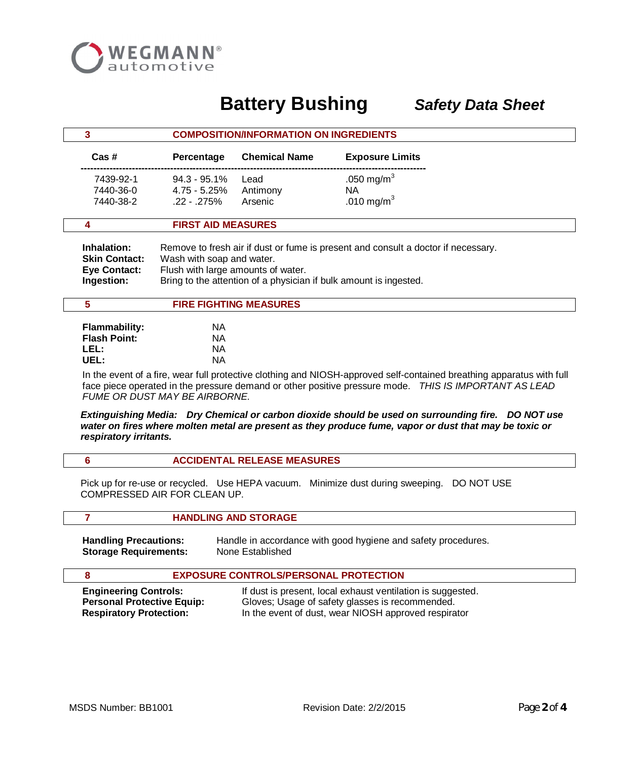# Battery Bushing *Safety Data Sheet*

## 3 COMPOSITION/INFORMATION ON INGREDIENTS

| Cas # | Percentage | Chemical Name | Exposure Limits |
|---|---|---|---|
| 7439-92-1 | 94.3 - 95.1% | Lead | .050 $mg/m^3$ |
| 7440-36-0 | 4.75 - 5.25% | Antimony | NA |
| 7440-38-2 | .22 - .275% | Arsenic | .010 $mg/m^3$ |

## 4 FIRST AID MEASURES

**Inhalation:** Remove to fresh air if dust or fume is present and consult a doctor if necessary.
**Skin Contact:** Wash with soap and water.
**Eye Contact:** Flush with large amounts of water.
**Ingestion:** Bring to the attention of a physician if bulk amount is ingested.

## 5 FIRE FIGHTING MEASURES

**Flammability:** NA
**Flash Point:** NA
**LEL:** NA
**UEL:** NA

In the event of a fire, wear full protective clothing and NIOSH-approved self-contained breathing apparatus with full face piece operated in the pressure demand or other positive pressure mode. *THIS IS IMPORTANT AS LEAD FUME OR DUST MAY BE AIRBORNE.*

***Extinguishing Media:* *Dry Chemical or carbon dioxide should be used on surrounding fire. DO NOT use water on fires where molten metal are present as they produce fume, vapor or dust that may be toxic or respiratory irritants.***

## 6 ACCIDENTAL RELEASE MEASURES

Pick up for re-use or recycled. Use HEPA vacuum. Minimize dust during sweeping. DO NOT USE COMPRESSED AIR FOR CLEAN UP.

## 7 HANDLING AND STORAGE

**Handling Precautions:** Handle in accordance with good hygiene and safety procedures.
**Storage Requirements:** None Established

## 8 EXPOSURE CONTROLS/PERSONAL PROTECTION

**Engineering Controls:** If dust is present, local exhaust ventilation is suggested.
**Personal Protective Equip:** Gloves; Usage of safety glasses is recommended.
**Respiratory Protection:** In the event of dust, wear NIOSH approved respirator

MSDS Number: BB1001 Revision Date: 2/2/2015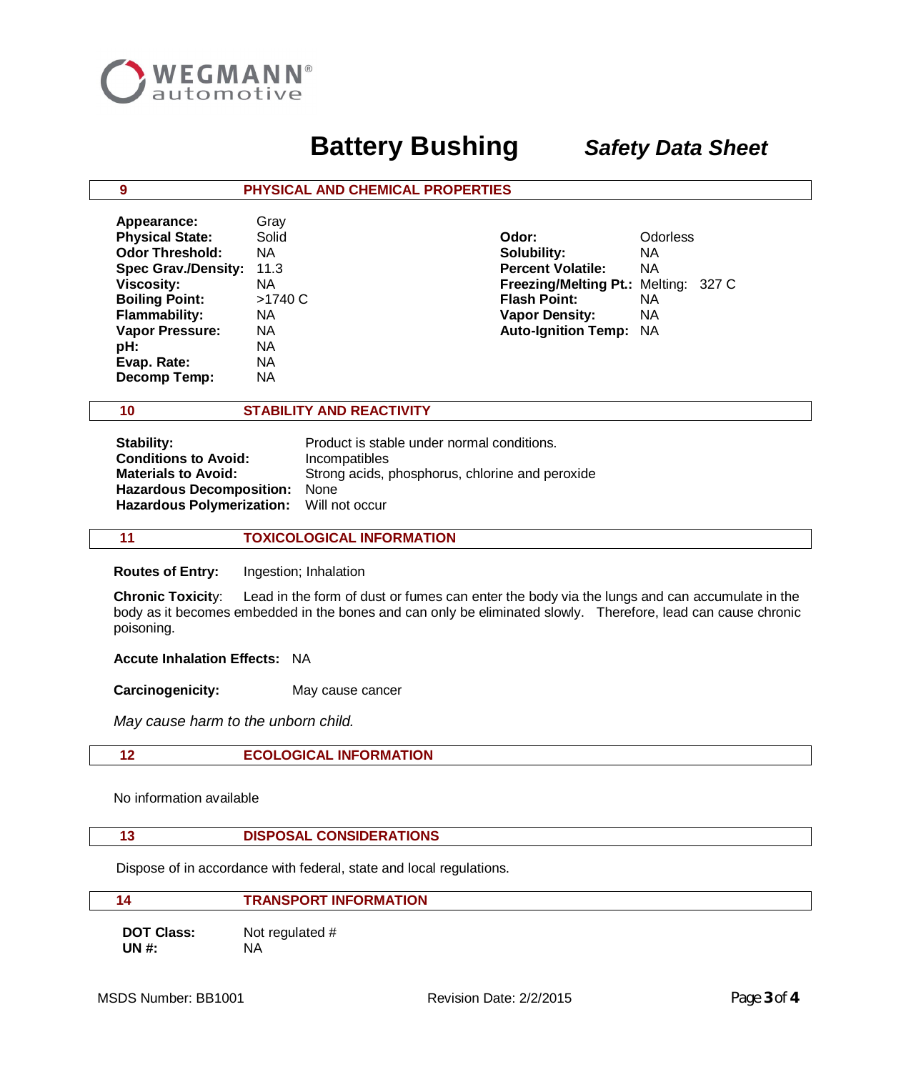WEGMANN automotive

# Battery Bushing *Safety Data Sheet*

## 9 PHYSICAL AND CHEMICAL PROPERTIES

| | | | |
|---|---|---|---|
| **Appearance:** | Gray | | |
| **Physical State:** | Solid | **Odor:** | Odorless |
| **Odor Threshold:** | NA | **Solubility:** | NA |
| **Spec Grav./Density:** | 11.3 | **Percent Volatile:** | NA |
| **Viscosity:** | NA | **Freezing/Melting Pt.:** | Melting: 327 C |
| **Boiling Point:** | >1740 C | **Flash Point:** | NA |
| **Flammability:** | NA | **Vapor Density:** | NA |
| **Vapor Pressure:** | NA | **Auto-Ignition Temp:** | NA |
| **pH:** | NA | | |
| **Evap. Rate:** | NA | | |
| **Decomp Temp:** | NA | | |

## 10 STABILITY AND REACTIVITY

**Stability:** Product is stable under normal conditions.
**Conditions to Avoid:** Incompatibles
**Materials to Avoid:** Strong acids, phosphorus, chlorine and peroxide
**Hazardous Decomposition:** None
**Hazardous Polymerization:** Will not occur

## 11 TOXICOLOGICAL INFORMATION

**Routes of Entry:** Ingestion; Inhalation

**Chronic Toxicity**: Lead in the form of dust or fumes can enter the body via the lungs and can accumulate in the body as it becomes embedded in the bones and can only be eliminated slowly. Therefore, lead can cause chronic poisoning.

**Accute Inhalation Effects:** NA

**Carcinogenicity:** May cause cancer

*May cause harm to the unborn child.*

## 12 ECOLOGICAL INFORMATION

No information available

## 13 DISPOSAL CONSIDERATIONS

Dispose of in accordance with federal, state and local regulations.

## 14 TRANSPORT INFORMATION

**DOT Class:** Not regulated #
**UN #:** NA

MSDS Number: BB1001 Revision Date: 2/2/2015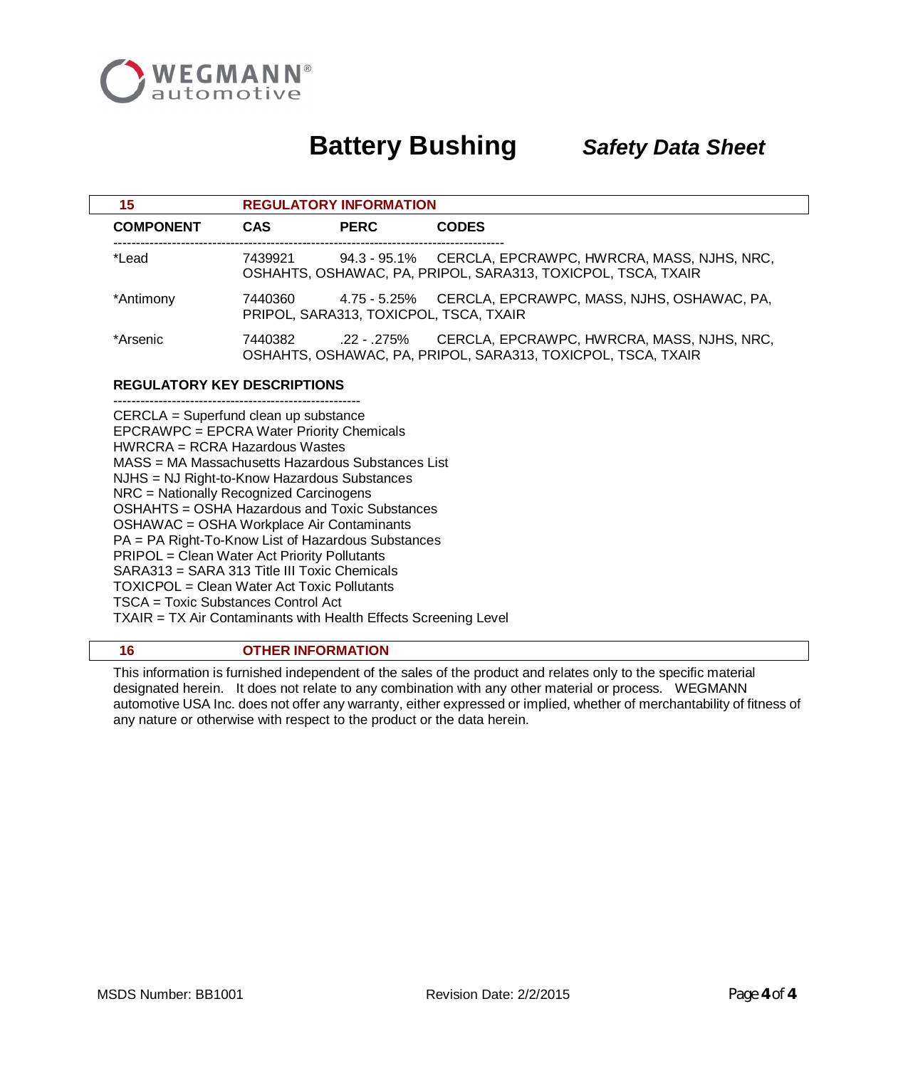## 15 REGULATORY INFORMATION

| COMPONENT | CAS | PERC | CODES |
|---|---|---|---|
| *Lead | 7439921 | 94.3 - 95.1% | CERCLA, EPCRAWPC, HWRCRA, MASS, NJHS, NRC, OSHAHTS, OSHAWAC, PA, PRIPOL, SARA313, TOXICPOL, TSCA, TXAIR |
| *Antimony | 7440360 | 4.75 - 5.25% | CERCLA, EPCRAWPC, MASS, NJHS, OSHAWAC, PA, PRIPOL, SARA313, TOXICPOL, TSCA, TXAIR |
| *Arsenic | 7440382 | .22 - .275% | CERCLA, EPCRAWPC, HWRCRA, MASS, NJHS, NRC, OSHAHTS, OSHAWAC, PA, PRIPOL, SARA313, TOXICPOL, TSCA, TXAIR |

**REGULATORY KEY DESCRIPTIONS**

CERCLA = Superfund clean up substance
EPCRAWPC = EPCRA Water Priority Chemicals
HWRCRA = RCRA Hazardous Wastes
MASS = MA Massachusetts Hazardous Substances List
NJHS = NJ Right-to-Know Hazardous Substances
NRC = Nationally Recognized Carcinogens
OSHAHTS = OSHA Hazardous and Toxic Substances
OSHAWAC = OSHA Workplace Air Contaminants
PA = PA Right-To-Know List of Hazardous Substances
PRIPOL = Clean Water Act Priority Pollutants
SARA313 = SARA 313 Title III Toxic Chemicals
TOXICPOL = Clean Water Act Toxic Pollutants
TSCA = Toxic Substances Control Act
TXAIR = TX Air Contaminants with Health Effects Screening Level

## 16 OTHER INFORMATION

This information is furnished independent of the sales of the product and relates only to the specific material designated herein. It does not relate to any combination with any other material or process. WEGMANN automotive USA Inc. does not offer any warranty, either expressed or implied, whether of merchantability of fitness of any nature or otherwise with respect to the product or the data herein.

MSDS Number: BB1001 Revision Date: 2/2/2015